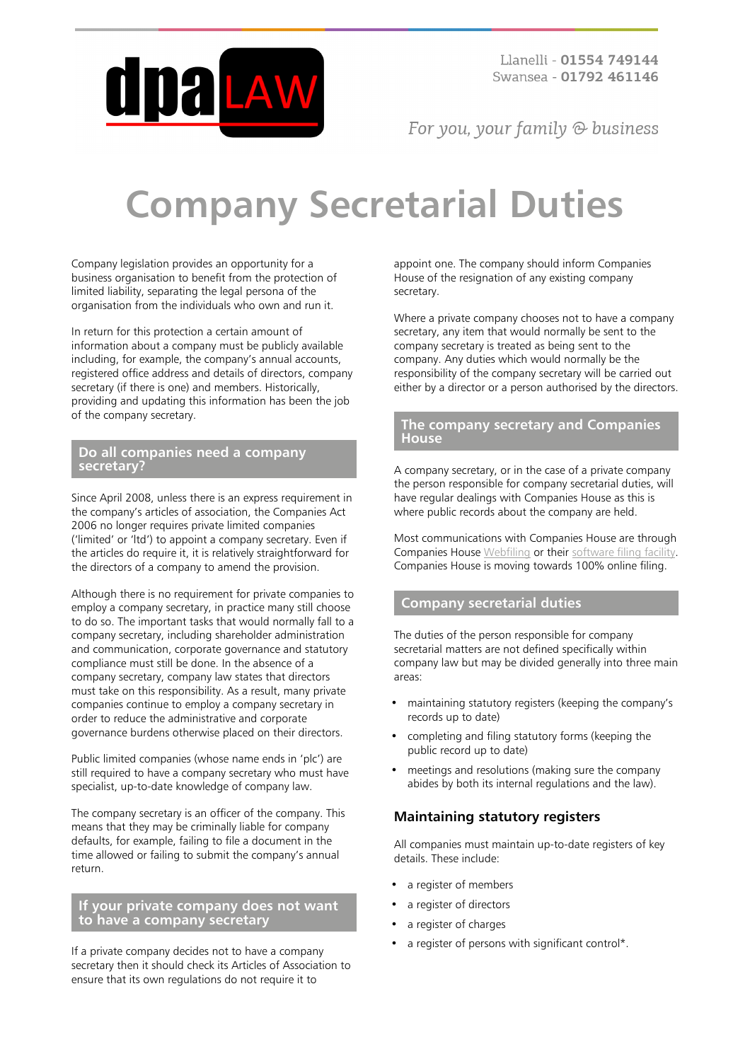Llanelli - **01554 749144**
Swansea - **01792 461146**

*For you, your family & business*

# Company Secretarial Duties

Company legislation provides an opportunity for a business organisation to benefit from the protection of limited liability, separating the legal persona of the organisation from the individuals who own and run it.

In return for this protection a certain amount of information about a company must be publicly available including, for example, the company's annual accounts, registered office address and details of directors, company secretary (if there is one) and members. Historically, providing and updating this information has been the job of the company secretary.

## Do all companies need a company secretary?

Since April 2008, unless there is an express requirement in the company's articles of association, the Companies Act 2006 no longer requires private limited companies ('limited' or 'ltd') to appoint a company secretary. Even if the articles do require it, it is relatively straightforward for the directors of a company to amend the provision.

Although there is no requirement for private companies to employ a company secretary, in practice many still choose to do so. The important tasks that would normally fall to a company secretary, including shareholder administration and communication, corporate governance and statutory compliance must still be done. In the absence of a company secretary, company law states that directors must take on this responsibility. As a result, many private companies continue to employ a company secretary in order to reduce the administrative and corporate governance burdens otherwise placed on their directors.

Public limited companies (whose name ends in 'plc') are still required to have a company secretary who must have specialist, up-to-date knowledge of company law.

The company secretary is an officer of the company. This means that they may be criminally liable for company defaults, for example, failing to file a document in the time allowed or failing to submit the company's annual return.

## If your private company does not want to have a company secretary

If a private company decides not to have a company secretary then it should check its Articles of Association to ensure that its own regulations do not require it to appoint one. The company should inform Companies House of the resignation of any existing company secretary.

Where a private company chooses not to have a company secretary, any item that would normally be sent to the company secretary is treated as being sent to the company. Any duties which would normally be the responsibility of the company secretary will be carried out either by a director or a person authorised by the directors.

## The company secretary and Companies House

A company secretary, or in the case of a private company the person responsible for company secretarial duties, will have regular dealings with Companies House as this is where public records about the company are held.

Most communications with Companies House are through Companies House Webfiling or their software filing facility. Companies House is moving towards 100% online filing.

## Company secretarial duties

The duties of the person responsible for company secretarial matters are not defined specifically within company law but may be divided generally into three main areas:

- maintaining statutory registers (keeping the company's records up to date)
- completing and filing statutory forms (keeping the public record up to date)
- meetings and resolutions (making sure the company abides by both its internal regulations and the law).

### Maintaining statutory registers

All companies must maintain up-to-date registers of key details. These include:

- a register of members
- a register of directors
- a register of charges
- a register of persons with significant control*.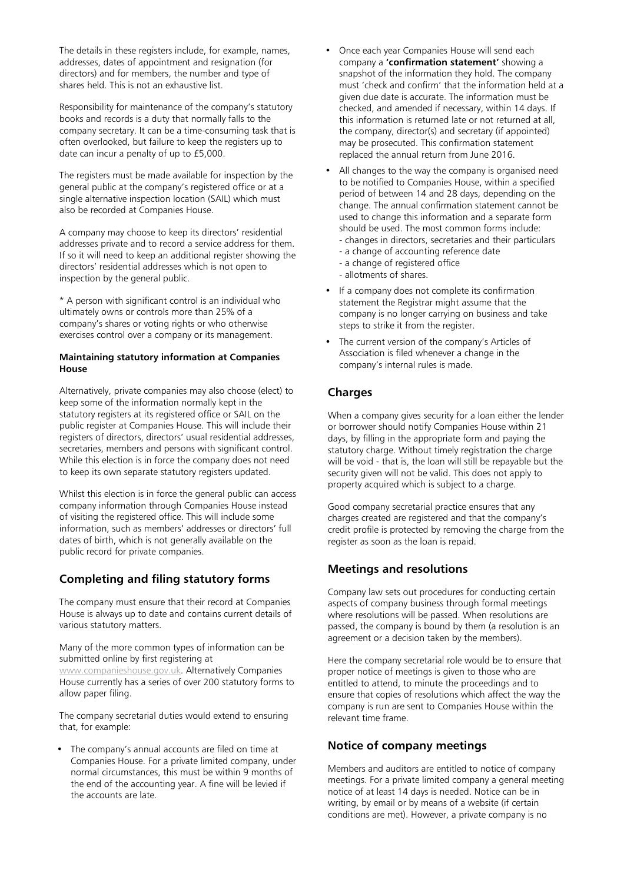The details in these registers include, for example, names, addresses, dates of appointment and resignation (for directors) and for members, the number and type of shares held. This is not an exhaustive list.

Responsibility for maintenance of the company's statutory books and records is a duty that normally falls to the company secretary. It can be a time-consuming task that is often overlooked, but failure to keep the registers up to date can incur a penalty of up to £5,000.

The registers must be made available for inspection by the general public at the company's registered office or at a single alternative inspection location (SAIL) which must also be recorded at Companies House.

A company may choose to keep its directors' residential addresses private and to record a service address for them. If so it will need to keep an additional register showing the directors' residential addresses which is not open to inspection by the general public.

* A person with significant control is an individual who ultimately owns or controls more than 25% of a company's shares or voting rights or who otherwise exercises control over a company or its management.

**Maintaining statutory information at Companies House**

Alternatively, private companies may also choose (elect) to keep some of the information normally kept in the statutory registers at its registered office or SAIL on the public register at Companies House. This will include their registers of directors, directors' usual residential addresses, secretaries, members and persons with significant control. While this election is in force the company does not need to keep its own separate statutory registers updated.

Whilst this election is in force the general public can access company information through Companies House instead of visiting the registered office. This will include some information, such as members' addresses or directors' full dates of birth, which is not generally available on the public record for private companies.

## Completing and filing statutory forms

The company must ensure that their record at Companies House is always up to date and contains current details of various statutory matters.

Many of the more common types of information can be submitted online by first registering at www.companieshouse.gov.uk. Alternatively Companies House currently has a series of over 200 statutory forms to allow paper filing.

The company secretarial duties would extend to ensuring that, for example:

- The company's annual accounts are filed on time at Companies House. For a private limited company, under normal circumstances, this must be within 9 months of the end of the accounting year. A fine will be levied if the accounts are late.
- Once each year Companies House will send each company a **'confirmation statement'** showing a snapshot of the information they hold. The company must 'check and confirm' that the information held at a given due date is accurate. The information must be checked, and amended if necessary, within 14 days. If this information is returned late or not returned at all, the company, director(s) and secretary (if appointed) may be prosecuted. This confirmation statement replaced the annual return from June 2016.
- All changes to the way the company is organised need to be notified to Companies House, within a specified period of between 14 and 28 days, depending on the change. The annual confirmation statement cannot be used to change this information and a separate form should be used. The most common forms include:
  - changes in directors, secretaries and their particulars
  - a change of accounting reference date
  - a change of registered office
  - allotments of shares.
- If a company does not complete its confirmation statement the Registrar might assume that the company is no longer carrying on business and take steps to strike it from the register.
- The current version of the company's Articles of Association is filed whenever a change in the company's internal rules is made.

## Charges

When a company gives security for a loan either the lender or borrower should notify Companies House within 21 days, by filling in the appropriate form and paying the statutory charge. Without timely registration the charge will be void - that is, the loan will still be repayable but the security given will not be valid. This does not apply to property acquired which is subject to a charge.

Good company secretarial practice ensures that any charges created are registered and that the company's credit profile is protected by removing the charge from the register as soon as the loan is repaid.

## Meetings and resolutions

Company law sets out procedures for conducting certain aspects of company business through formal meetings where resolutions will be passed. When resolutions are passed, the company is bound by them (a resolution is an agreement or a decision taken by the members).

Here the company secretarial role would be to ensure that proper notice of meetings is given to those who are entitled to attend, to minute the proceedings and to ensure that copies of resolutions which affect the way the company is run are sent to Companies House within the relevant time frame.

## Notice of company meetings

Members and auditors are entitled to notice of company meetings. For a private limited company a general meeting notice of at least 14 days is needed. Notice can be in writing, by email or by means of a website (if certain conditions are met). However, a private company is no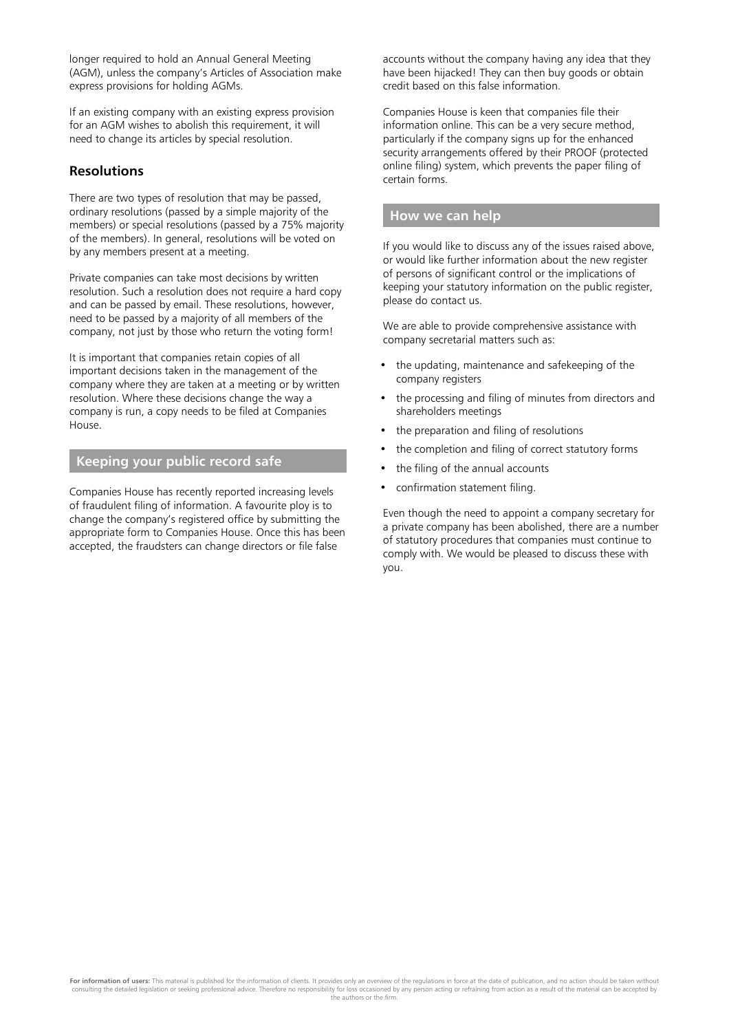longer required to hold an Annual General Meeting (AGM), unless the company's Articles of Association make express provisions for holding AGMs.

If an existing company with an existing express provision for an AGM wishes to abolish this requirement, it will need to change its articles by special resolution.

### Resolutions

There are two types of resolution that may be passed, ordinary resolutions (passed by a simple majority of the members) or special resolutions (passed by a 75% majority of the members). In general, resolutions will be voted on by any members present at a meeting.

Private companies can take most decisions by written resolution. Such a resolution does not require a hard copy and can be passed by email. These resolutions, however, need to be passed by a majority of all members of the company, not just by those who return the voting form!

It is important that companies retain copies of all important decisions taken in the management of the company where they are taken at a meeting or by written resolution. Where these decisions change the way a company is run, a copy needs to be filed at Companies House.

## Keeping your public record safe

Companies House has recently reported increasing levels of fraudulent filing of information. A favourite ploy is to change the company's registered office by submitting the appropriate form to Companies House. Once this has been accepted, the fraudsters can change directors or file false accounts without the company having any idea that they have been hijacked! They can then buy goods or obtain credit based on this false information.

Companies House is keen that companies file their information online. This can be a very secure method, particularly if the company signs up for the enhanced security arrangements offered by their PROOF (protected online filing) system, which prevents the paper filing of certain forms.

## How we can help

If you would like to discuss any of the issues raised above, or would like further information about the new register of persons of significant control or the implications of keeping your statutory information on the public register, please do contact us.

We are able to provide comprehensive assistance with company secretarial matters such as:

- the updating, maintenance and safekeeping of the company registers
- the processing and filing of minutes from directors and shareholders meetings
- the preparation and filing of resolutions
- the completion and filing of correct statutory forms
- the filing of the annual accounts
- confirmation statement filing.

Even though the need to appoint a company secretary for a private company has been abolished, there are a number of statutory procedures that companies must continue to comply with. We would be pleased to discuss these with you.

**For information of users:** This material is published for the information of clients. It provides only an overview of the regulations in force at the date of publication, and no action should be taken without consulting the detailed legislation or seeking professional advice. Therefore no responsibility for loss occasioned by any person acting or refraining from action as a result of the material can be accepted by the authors or the firm.